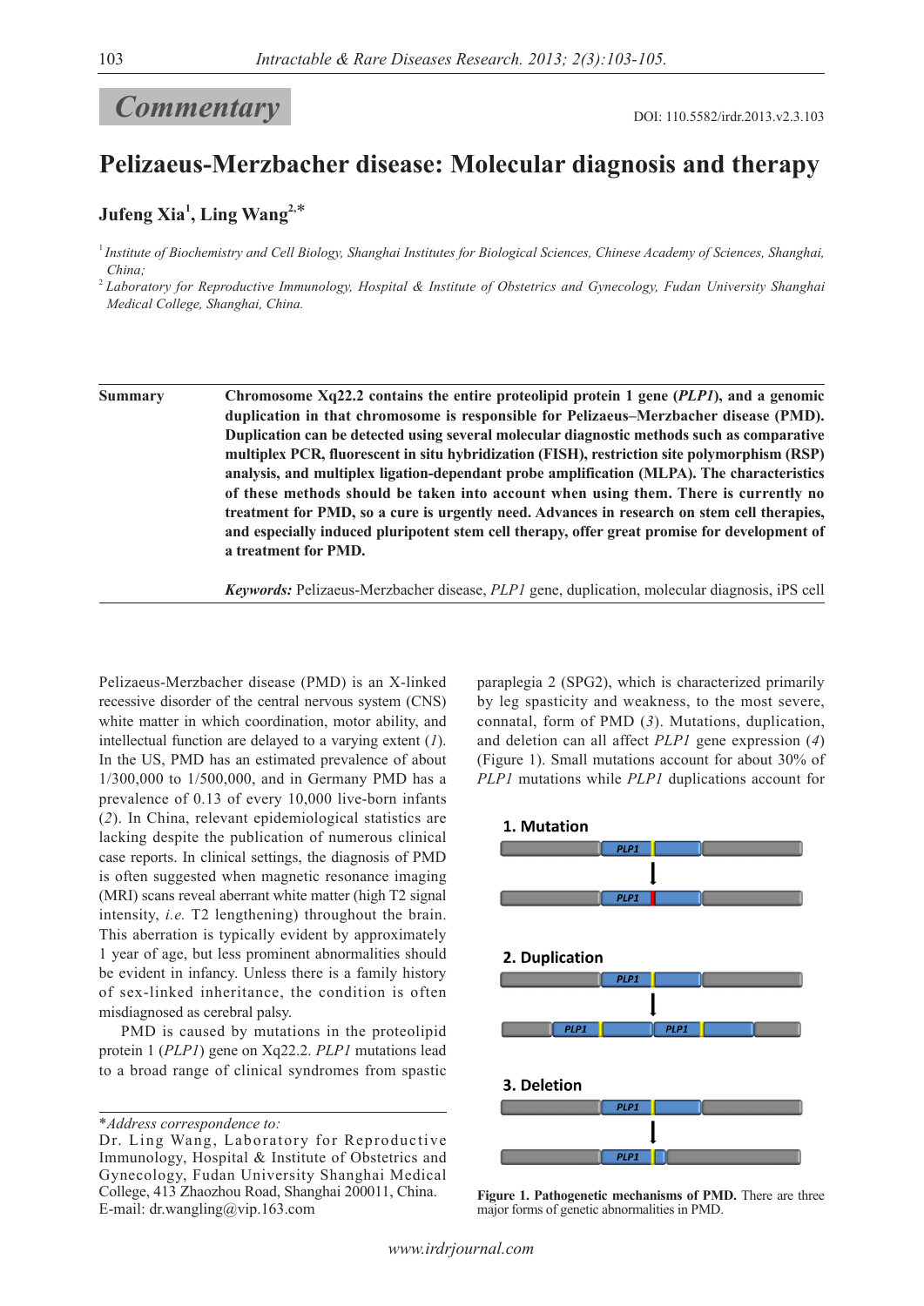Commentary

DOI: 110.5582/irdr.2013.v2.3.103

# Pelizaeus-Merzbacher disease: Molecular diagnosis and therapy

**Jufeng Xia**[1], **Ling Wang**[2,*]

[1] *Institute of Biochemistry and Cell Biology, Shanghai Institutes for Biological Sciences, Chinese Academy of Sciences, Shanghai, China;*

[2] *Laboratory for Reproductive Immunology, Hospital & Institute of Obstetrics and Gynecology, Fudan University Shanghai Medical College, Shanghai, China.*

**Summary** **Chromosome Xq22.2 contains the entire proteolipid protein 1 gene (*PLP1*), and a genomic duplication in that chromosome is responsible for Pelizaeus–Merzbacher disease (PMD). Duplication can be detected using several molecular diagnostic methods such as comparative multiplex PCR, fluorescent in situ hybridization (FISH), restriction site polymorphism (RSP) analysis, and multiplex ligation-dependant probe amplification (MLPA). The characteristics of these methods should be taken into account when using them. There is currently no treatment for PMD, so a cure is urgently need. Advances in research on stem cell therapies, and especially induced pluripotent stem cell therapy, offer great promise for development of a treatment for PMD.**

***Keywords:*** Pelizaeus-Merzbacher disease, *PLP1* gene, duplication, molecular diagnosis, iPS cell

Pelizaeus-Merzbacher disease (PMD) is an X-linked recessive disorder of the central nervous system (CNS) white matter in which coordination, motor ability, and intellectual function are delayed to a varying extent (*1*). In the US, PMD has an estimated prevalence of about 1/300,000 to 1/500,000, and in Germany PMD has a prevalence of 0.13 of every 10,000 live-born infants (*2*). In China, relevant epidemiological statistics are lacking despite the publication of numerous clinical case reports. In clinical settings, the diagnosis of PMD is often suggested when magnetic resonance imaging (MRI) scans reveal aberrant white matter (high T2 signal intensity, *i.e.* T2 lengthening) throughout the brain. This aberration is typically evident by approximately 1 year of age, but less prominent abnormalities should be evident in infancy. Unless there is a family history of sex-linked inheritance, the condition is often misdiagnosed as cerebral palsy.

PMD is caused by mutations in the proteolipid protein 1 (*PLP1*) gene on Xq22.2. *PLP1* mutations lead to a broad range of clinical syndromes from spastic paraplegia 2 (SPG2), which is characterized primarily by leg spasticity and weakness, to the most severe, connatal, form of PMD (*3*). Mutations, duplication, and deletion can all affect *PLP1* gene expression (*4*) (Figure 1). Small mutations account for about 30% of *PLP1* mutations while *PLP1* duplications account for

1. Mutation

2. Duplication

3. Deletion

**Figure 1. Pathogenetic mechanisms of PMD.** There are three major forms of genetic abnormalities in PMD.

*Address correspondence to:
Dr. Ling Wang, Laboratory for Reproductive Immunology, Hospital & Institute of Obstetrics and Gynecology, Fudan University Shanghai Medical College, 413 Zhaozhou Road, Shanghai 200011, China.
E-mail: dr.wangling@vip.163.com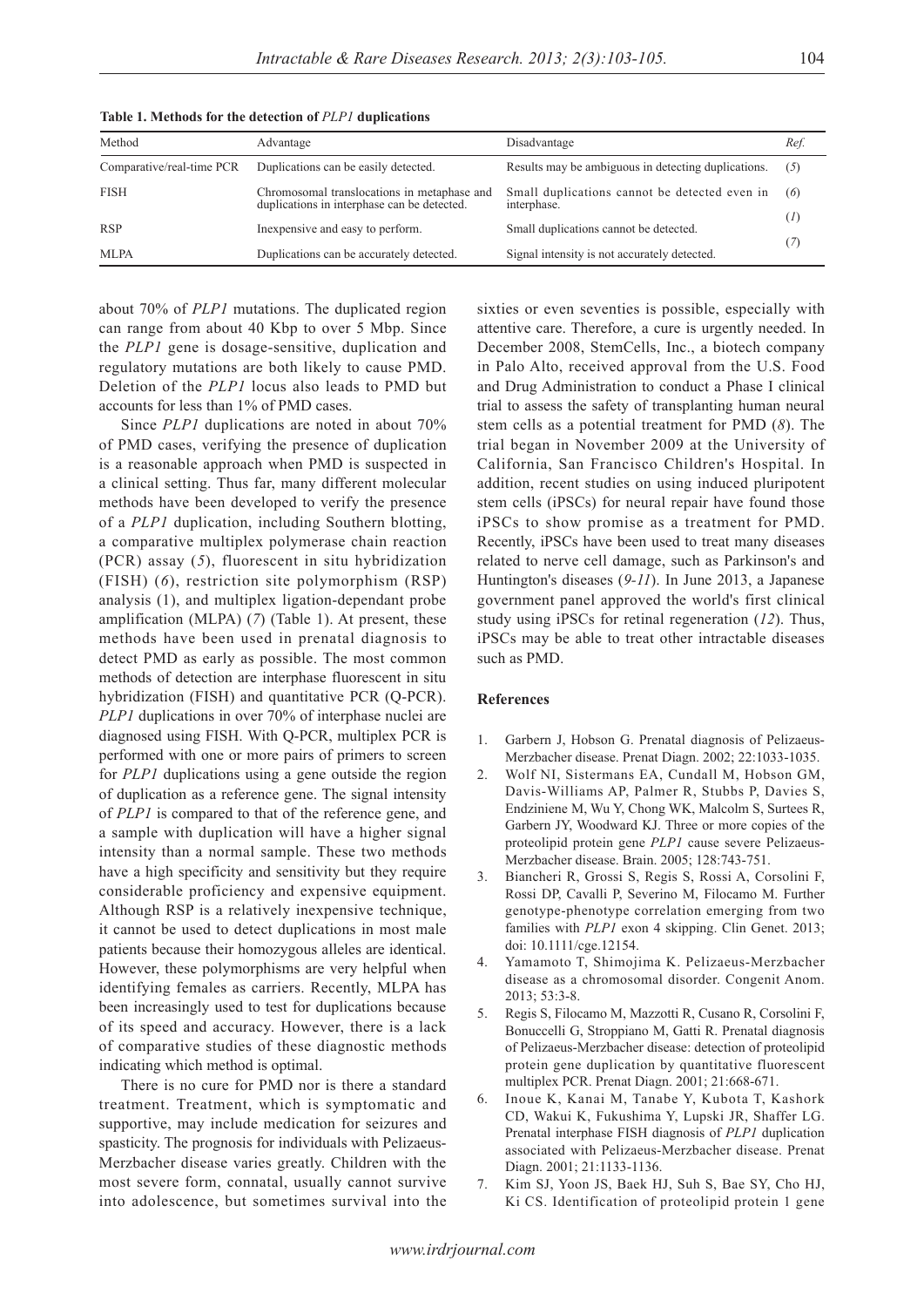**Table 1. Methods for the detection of *PLP1* duplications**

| Method | Advantage | Disadvantage | Ref. |
|---|---|---|---|
| Comparative/real-time PCR | Duplications can be easily detected. | Results may be ambiguous in detecting duplications. | (*5*) |
| FISH | Chromosomal translocations in metaphase and duplications in interphase can be detected. | Small duplications cannot be detected even in interphase. | (*6*) |
| RSP | Inexpensive and easy to perform. | Small duplications cannot be detected. | (*1*) |
| MLPA | Duplications can be accurately detected. | Signal intensity is not accurately detected. | (*7*) |

about 70% of *PLP1* mutations. The duplicated region can range from about 40 Kbp to over 5 Mbp. Since the *PLP1* gene is dosage-sensitive, duplication and regulatory mutations are both likely to cause PMD. Deletion of the *PLP1* locus also leads to PMD but accounts for less than 1% of PMD cases.

Since *PLP1* duplications are noted in about 70% of PMD cases, verifying the presence of duplication is a reasonable approach when PMD is suspected in a clinical setting. Thus far, many different molecular methods have been developed to verify the presence of a *PLP1* duplication, including Southern blotting, a comparative multiplex polymerase chain reaction (PCR) assay (*5*), fluorescent in situ hybridization (FISH) (*6*), restriction site polymorphism (RSP) analysis (1), and multiplex ligation-dependant probe amplification (MLPA) (*7*) (Table 1). At present, these methods have been used in prenatal diagnosis to detect PMD as early as possible. The most common methods of detection are interphase fluorescent in situ hybridization (FISH) and quantitative PCR (Q-PCR). *PLP1* duplications in over 70% of interphase nuclei are diagnosed using FISH. With Q-PCR, multiplex PCR is performed with one or more pairs of primers to screen for *PLP1* duplications using a gene outside the region of duplication as a reference gene. The signal intensity of *PLP1* is compared to that of the reference gene, and a sample with duplication will have a higher signal intensity than a normal sample. These two methods have a high specificity and sensitivity but they require considerable proficiency and expensive equipment. Although RSP is a relatively inexpensive technique, it cannot be used to detect duplications in most male patients because their homozygous alleles are identical. However, these polymorphisms are very helpful when identifying females as carriers. Recently, MLPA has been increasingly used to test for duplications because of its speed and accuracy. However, there is a lack of comparative studies of these diagnostic methods indicating which method is optimal.

There is no cure for PMD nor is there a standard treatment. Treatment, which is symptomatic and supportive, may include medication for seizures and spasticity. The prognosis for individuals with Pelizaeus-Merzbacher disease varies greatly. Children with the most severe form, connatal, usually cannot survive into adolescence, but sometimes survival into the sixties or even seventies is possible, especially with attentive care. Therefore, a cure is urgently needed. In December 2008, StemCells, Inc., a biotech company in Palo Alto, received approval from the U.S. Food and Drug Administration to conduct a Phase I clinical trial to assess the safety of transplanting human neural stem cells as a potential treatment for PMD (*8*). The trial began in November 2009 at the University of California, San Francisco Children's Hospital. In addition, recent studies on using induced pluripotent stem cells (iPSCs) for neural repair have found those iPSCs to show promise as a treatment for PMD. Recently, iPSCs have been used to treat many diseases related to nerve cell damage, such as Parkinson's and Huntington's diseases (*9-11*). In June 2013, a Japanese government panel approved the world's first clinical study using iPSCs for retinal regeneration (*12*). Thus, iPSCs may be able to treat other intractable diseases such as PMD.

## References

1. Garbern J, Hobson G. Prenatal diagnosis of Pelizaeus-Merzbacher disease. Prenat Diagn. 2002; 22:1033-1035.
2. Wolf NI, Sistermans EA, Cundall M, Hobson GM, Davis-Williams AP, Palmer R, Stubbs P, Davies S, Endziniene M, Wu Y, Chong WK, Malcolm S, Surtees R, Garbern JY, Woodward KJ. Three or more copies of the proteolipid protein gene *PLP1* cause severe Pelizaeus-Merzbacher disease. Brain. 2005; 128:743-751.
3. Biancheri R, Grossi S, Regis S, Rossi A, Corsolini F, Rossi DP, Cavalli P, Severino M, Filocamo M. Further genotype-phenotype correlation emerging from two families with *PLP1* exon 4 skipping. Clin Genet. 2013; doi: 10.1111/cge.12154.
4. Yamamoto T, Shimojima K. Pelizaeus-Merzbacher disease as a chromosomal disorder. Congenit Anom. 2013; 53:3-8.
5. Regis S, Filocamo M, Mazzotti R, Cusano R, Corsolini F, Bonuccelli G, Stroppiano M, Gatti R. Prenatal diagnosis of Pelizaeus-Merzbacher disease: detection of proteolipid protein gene duplication by quantitative fluorescent multiplex PCR. Prenat Diagn. 2001; 21:668-671.
6. Inoue K, Kanai M, Tanabe Y, Kubota T, Kashork CD, Wakui K, Fukushima Y, Lupski JR, Shaffer LG. Prenatal interphase FISH diagnosis of *PLP1* duplication associated with Pelizaeus-Merzbacher disease. Prenat Diagn. 2001; 21:1133-1136.
7. Kim SJ, Yoon JS, Baek HJ, Suh S, Bae SY, Cho HJ, Ki CS. Identification of proteolipid protein 1 gene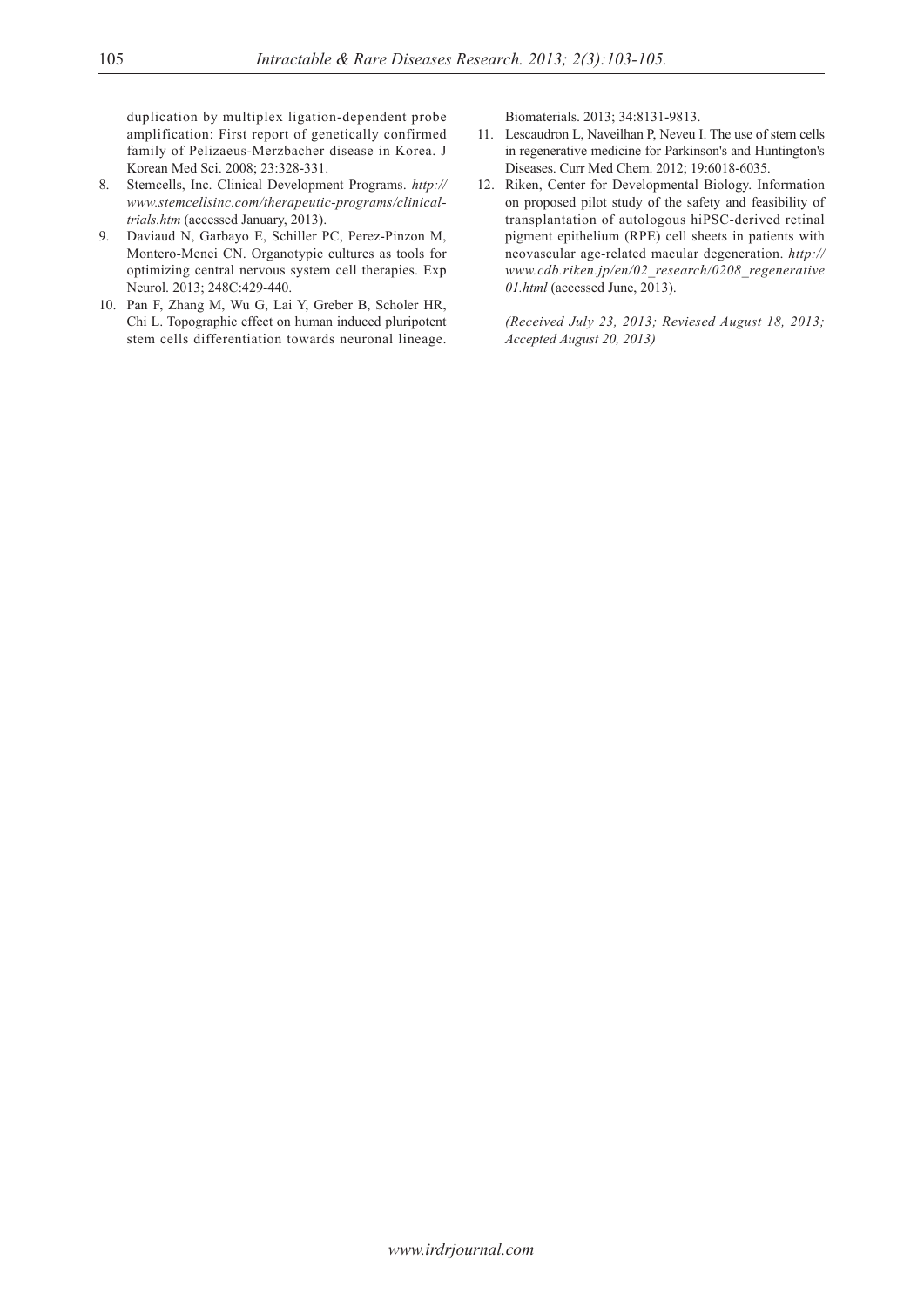duplication by multiplex ligation-dependent probe amplification: First report of genetically confirmed family of Pelizaeus-Merzbacher disease in Korea. J Korean Med Sci. 2008; 23:328-331.

8. Stemcells, Inc. Clinical Development Programs. *http://www.stemcellsinc.com/therapeutic-programs/clinical-trials.htm* (accessed January, 2013).
9. Daviaud N, Garbayo E, Schiller PC, Perez-Pinzon M, Montero-Menei CN. Organotypic cultures as tools for optimizing central nervous system cell therapies. Exp Neurol. 2013; 248C:429-440.
10. Pan F, Zhang M, Wu G, Lai Y, Greber B, Scholer HR, Chi L. Topographic effect on human induced pluripotent stem cells differentiation towards neuronal lineage. Biomaterials. 2013; 34:8131-9813.
11. Lescaudron L, Naveilhan P, Neveu I. The use of stem cells in regenerative medicine for Parkinson's and Huntington's Diseases. Curr Med Chem. 2012; 19:6018-6035.
12. Riken, Center for Developmental Biology. Information on proposed pilot study of the safety and feasibility of transplantation of autologous hiPSC-derived retinal pigment epithelium (RPE) cell sheets in patients with neovascular age-related macular degeneration. *http://www.cdb.riken.jp/en/02_research/0208_regenerative01.html* (accessed June, 2013).

*(Received July 23, 2013; Reviesed August 18, 2013; Accepted August 20, 2013)*